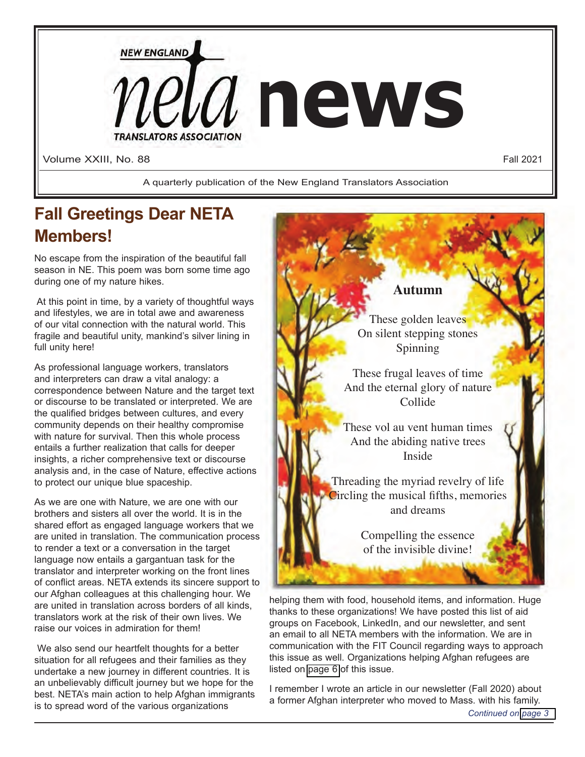# NEW ENGLAND neta news TRANSLATORS ASSOCIATION

Volume XXIII, No. 88 — Fall 2021

A quarterly publication of the New England Translators Association

## Fall Greetings Dear NETA Members!

No escape from the inspiration of the beautiful fall season in NE. This poem was born some time ago during one of my nature hikes.

At this point in time, by a variety of thoughtful ways and lifestyles, we are in total awe and awareness of our vital connection with the natural world. This fragile and beautiful unity, mankind's silver lining in full unity here!

As professional language workers, translators and interpreters can draw a vital analogy: a correspondence between Nature and the target text or discourse to be translated or interpreted. We are the qualified bridges between cultures, and every community depends on their healthy compromise with nature for survival. Then this whole process entails a further realization that calls for deeper insights, a richer comprehensive text or discourse analysis and, in the case of Nature, effective actions to protect our unique blue spaceship.

As we are one with Nature, we are one with our brothers and sisters all over the world. It is in the shared effort as engaged language workers that we are united in translation. The communication process to render a text or a conversation in the target language now entails a gargantuan task for the translator and interpreter working on the front lines of conflict areas. NETA extends its sincere support to our Afghan colleagues at this challenging hour. We are united in translation across borders of all kinds, translators work at the risk of their own lives. We raise our voices in admiration for them!

We also send our heartfelt thoughts for a better situation for all refugees and their families as they undertake a new journey in different countries. It is an unbelievably difficult journey but we hope for the best. NETA's main action to help Afghan immigrants is to spread word of the various organizations

### Autumn

These golden leaves
On silent stepping stones
Spinning

These frugal leaves of time
And the eternal glory of nature
Collide

These vol au vent human times
And the abiding native trees
Inside

Threading the myriad revelry of life
Circling the musical fifths, memories and dreams

Compelling the essence
of the invisible divine!

helping them with food, household items, and information. Huge thanks to these organizations! We have posted this list of aid groups on Facebook, LinkedIn, and our newsletter, and sent an email to all NETA members with the information. We are in communication with the FIT Council regarding ways to approach this issue as well. Organizations helping Afghan refugees are listed on page 6 of this issue.

I remember I wrote an article in our newsletter (Fall 2020) about a former Afghan interpreter who moved to Mass. with his family.

*Continued on page 3*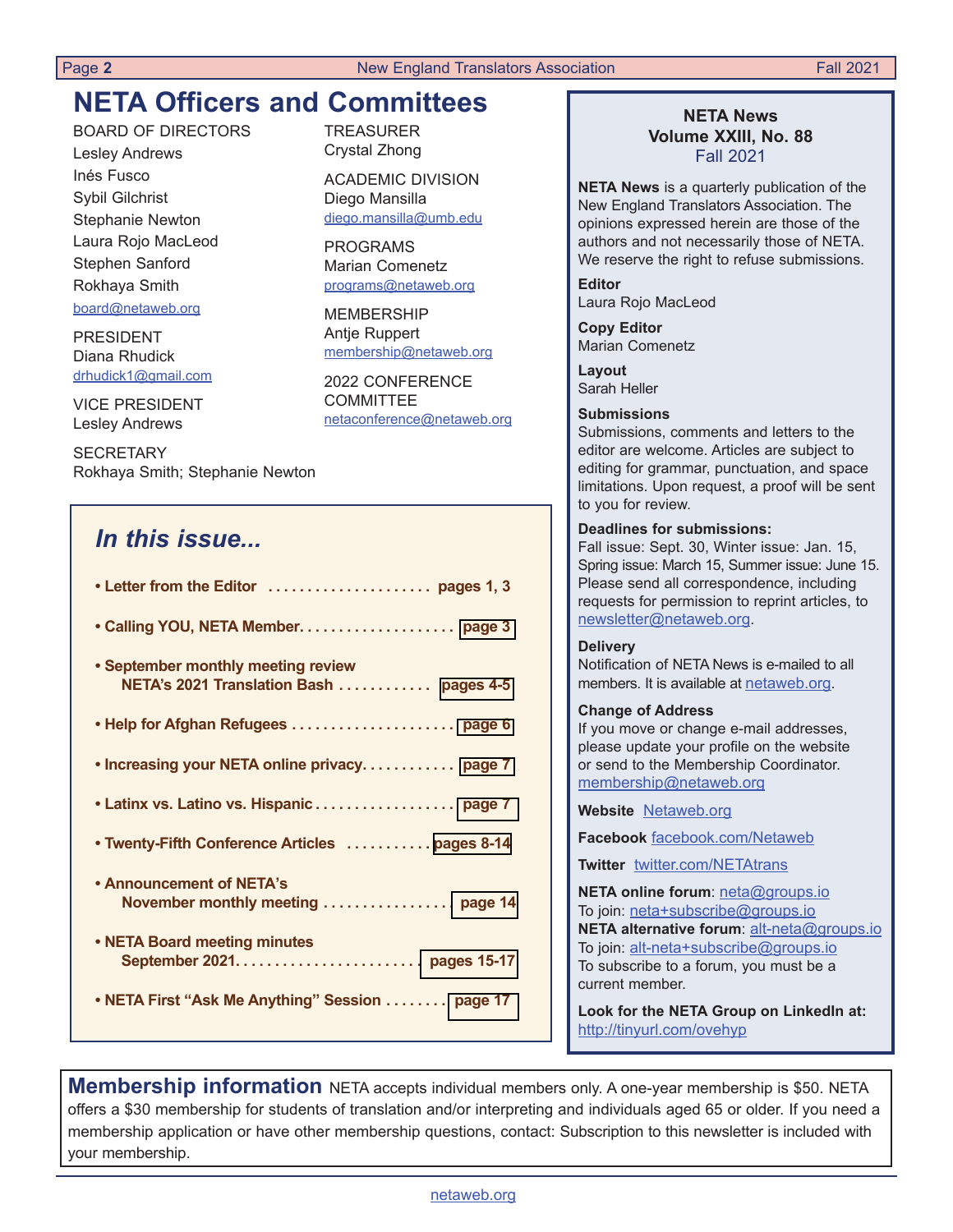# NETA Officers and Committees

BOARD OF DIRECTORS
Lesley Andrews
Inés Fusco
Sybil Gilchrist
Stephanie Newton
Laura Rojo MacLeod
Stephen Sanford
Rokhaya Smith
board@netaweb.org

PRESIDENT
Diana Rhudick
drhudick1@gmail.com

VICE PRESIDENT
Lesley Andrews

SECRETARY
Rokhaya Smith; Stephanie Newton

TREASURER
Crystal Zhong

ACADEMIC DIVISION
Diego Mansilla
diego.mansilla@umb.edu

PROGRAMS
Marian Comenetz
programs@netaweb.org

MEMBERSHIP
Antje Ruppert
membership@netaweb.org

2022 CONFERENCE COMMITTEE
netaconference@netaweb.org

## *In this issue...*

- **Letter from the Editor** ..................... **pages 1, 3**
- **Calling YOU, NETA Member**.................... **page 3**
- **September monthly meeting review NETA's 2021 Translation Bash** ............ **pages 4-5**
- **Help for Afghan Refugees** ..................... **page 6**
- **Increasing your NETA online privacy**............ **page 7**
- **Latinx vs. Latino vs. Hispanic** .................. **page 7**
- **Twenty-Fifth Conference Articles** ........... **pages 8-14**
- **Announcement of NETA's November monthly meeting** ................ **page 14**
- **NETA Board meeting minutes September 2021**........................ **pages 15-17**
- **NETA First "Ask Me Anything" Session** ........ **page 17**

**NETA News**
**Volume XXIII, No. 88**
Fall 2021

**NETA News** is a quarterly publication of the New England Translators Association. The opinions expressed herein are those of the authors and not necessarily those of NETA. We reserve the right to refuse submissions.

**Editor**
Laura Rojo MacLeod

**Copy Editor**
Marian Comenetz

**Layout**
Sarah Heller

**Submissions**
Submissions, comments and letters to the editor are welcome. Articles are subject to editing for grammar, punctuation, and space limitations. Upon request, a proof will be sent to you for review.

**Deadlines for submissions:**
Fall issue: Sept. 30, Winter issue: Jan. 15, Spring issue: March 15, Summer issue: June 15. Please send all correspondence, including requests for permission to reprint articles, to newsletter@netaweb.org.

**Delivery**
Notification of NETA News is e-mailed to all members. It is available at netaweb.org.

**Change of Address**
If you move or change e-mail addresses, please update your profile on the website or send to the Membership Coordinator. membership@netaweb.org

**Website** Netaweb.org

**Facebook** facebook.com/Netaweb

**Twitter** twitter.com/NETAtrans

**NETA online forum**: neta@groups.io
To join: neta+subscribe@groups.io
**NETA alternative forum**: alt-neta@groups.io
To join: alt-neta+subscribe@groups.io
To subscribe to a forum, you must be a current member.

**Look for the NETA Group on LinkedIn at:**
http://tinyurl.com/ovehyp

**Membership information** NETA accepts individual members only. A one-year membership is $50. NETA offers a $30 membership for students of translation and/or interpreting and individuals aged 65 or older. If you need a membership application or have other membership questions, contact: Subscription to this newsletter is included with your membership.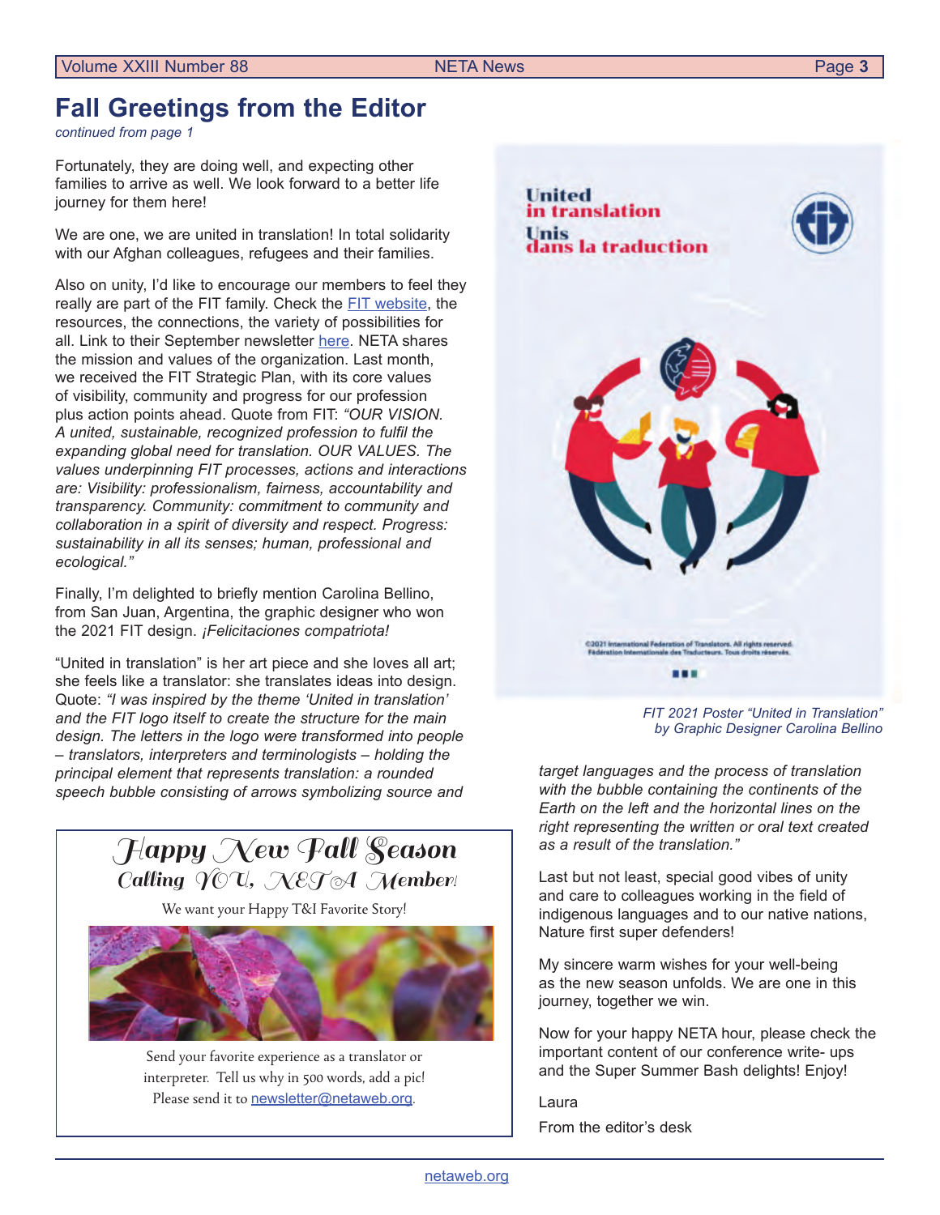# Fall Greetings from the Editor

*continued from page 1*

Fortunately, they are doing well, and expecting other families to arrive as well. We look forward to a better life journey for them here!

We are one, we are united in translation! In total solidarity with our Afghan colleagues, refugees and their families.

Also on unity, I'd like to encourage our members to feel they really are part of the FIT family. Check the FIT website, the resources, the connections, the variety of possibilities for all. Link to their September newsletter here. NETA shares the mission and values of the organization. Last month, we received the FIT Strategic Plan, with its core values of visibility, community and progress for our profession plus action points ahead. Quote from FIT: *"OUR VISION. A united, sustainable, recognized profession to fulfil the expanding global need for translation. OUR VALUES. The values underpinning FIT processes, actions and interactions are: Visibility: professionalism, fairness, accountability and transparency. Community: commitment to community and collaboration in a spirit of diversity and respect. Progress: sustainability in all its senses; human, professional and ecological."*

Finally, I'm delighted to briefly mention Carolina Bellino, from San Juan, Argentina, the graphic designer who won the 2021 FIT design. *¡Felicitaciones compatriota!*

"United in translation" is her art piece and she loves all art; she feels like a translator: she translates ideas into design. Quote: *"I was inspired by the theme 'United in translation' and the FIT logo itself to create the structure for the main design. The letters in the logo were transformed into people – translators, interpreters and terminologists – holding the principal element that represents translation: a rounded speech bubble consisting of arrows symbolizing source and target languages and the process of translation with the bubble containing the continents of the Earth on the left and the horizontal lines on the right representing the written or oral text created as a result of the translation."*

*FIT 2021 Poster "United in Translation" by Graphic Designer Carolina Bellino*

Last but not least, special good vibes of unity and care to colleagues working in the field of indigenous languages and to our native nations, Nature first super defenders!

My sincere warm wishes for your well-being as the new season unfolds. We are one in this journey, together we win.

Now for your happy NETA hour, please check the important content of our conference write- ups and the Super Summer Bash delights! Enjoy!

Laura

From the editor's desk

---

## Happy New Fall Season

### Calling YOU, NETA Member!

We want your Happy T&I Favorite Story!

Send your favorite experience as a translator or interpreter. Tell us why in 500 words, add a pic! Please send it to newsletter@netaweb.org.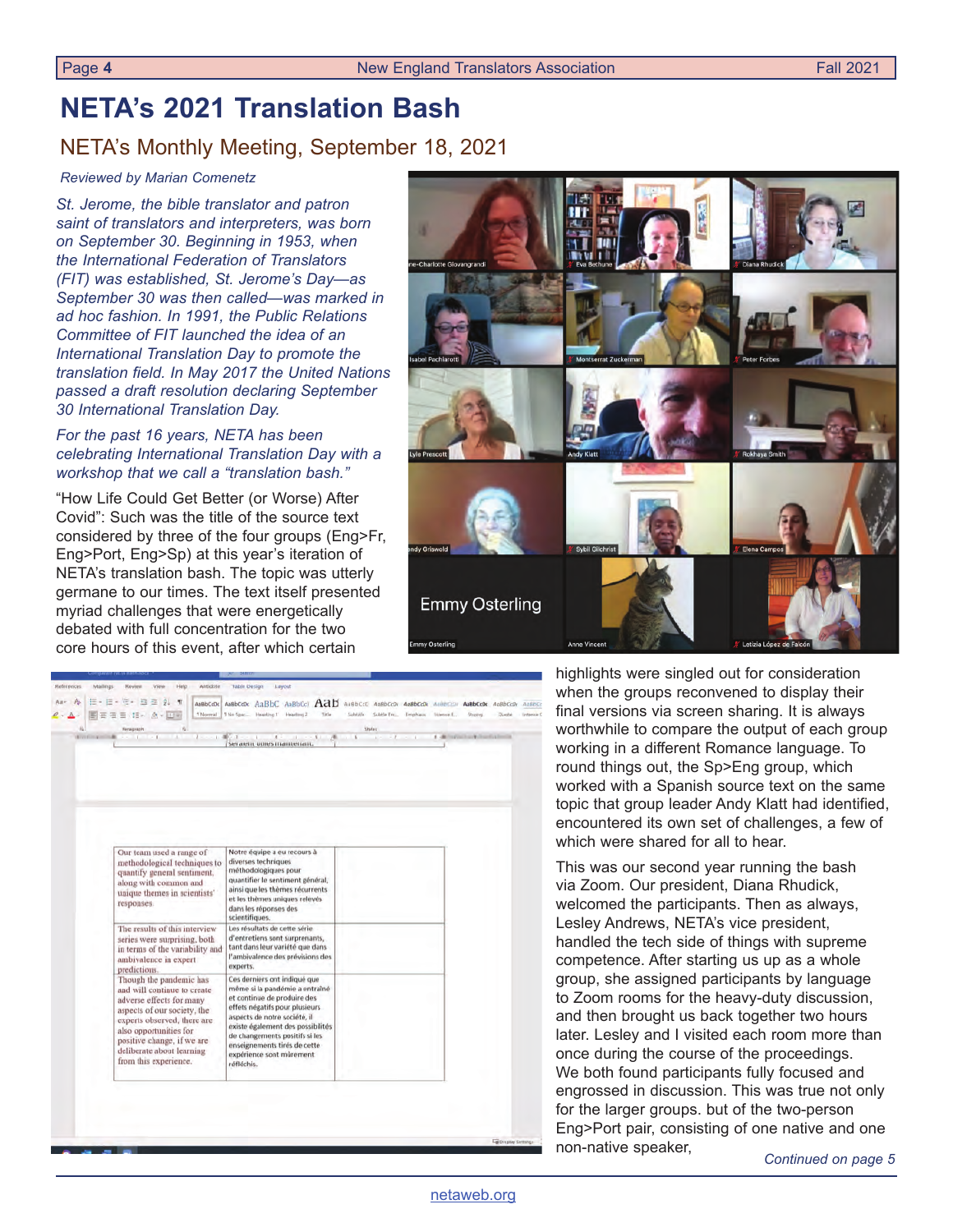# NETA's 2021 Translation Bash

## NETA's Monthly Meeting, September 18, 2021

*Reviewed by Marian Comenetz*

*St. Jerome, the bible translator and patron saint of translators and interpreters, was born on September 30. Beginning in 1953, when the International Federation of Translators (FIT) was established, St. Jerome's Day—as September 30 was then called—was marked in ad hoc fashion. In 1991, the Public Relations Committee of FIT launched the idea of an International Translation Day to promote the translation field. In May 2017 the United Nations passed a draft resolution declaring September 30 International Translation Day.*

*For the past 16 years, NETA has been celebrating International Translation Day with a workshop that we call a "translation bash."*

"How Life Could Get Better (or Worse) After Covid": Such was the title of the source text considered by three of the four groups (Eng>Fr, Eng>Port, Eng>Sp) at this year's iteration of NETA's translation bash. The topic was utterly germane to our times. The text itself presented myriad challenges that were energetically debated with full concentration for the two core hours of this event, after which certain highlights were singled out for consideration when the groups reconvened to display their final versions via screen sharing. It is always worthwhile to compare the output of each group working in a different Romance language. To round things out, the Sp>Eng group, which worked with a Spanish source text on the same topic that group leader Andy Klatt had identified, encountered its own set of challenges, a few of which were shared for all to hear.

This was our second year running the bash via Zoom. Our president, Diana Rhudick, welcomed the participants. Then as always, Lesley Andrews, NETA's vice president, handled the tech side of things with supreme competence. After starting us up as a whole group, she assigned participants by language to Zoom rooms for the heavy-duty discussion, and then brought us back together two hours later. Lesley and I visited each room more than once during the course of the proceedings. We both found participants fully focused and engrossed in discussion. This was true not only for the larger groups. but of the two-person Eng>Port pair, consisting of one native and one non-native speaker,

*Continued on page 5*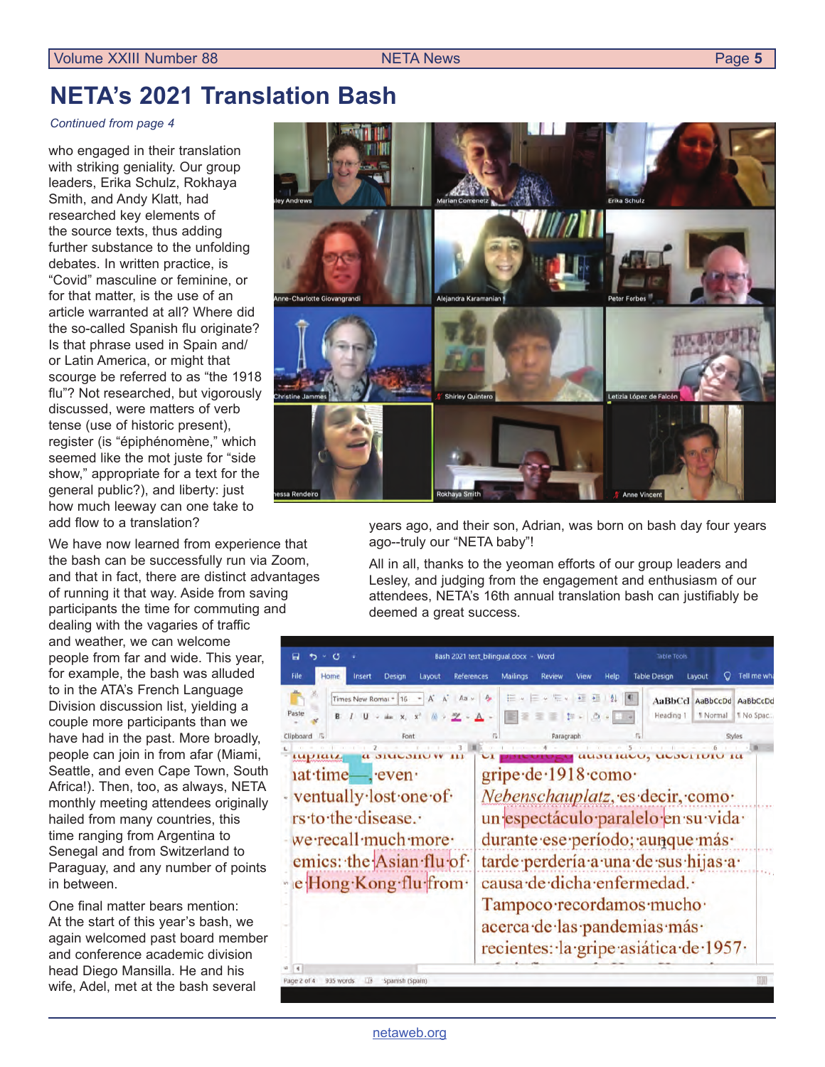# NETA's 2021 Translation Bash

*Continued from page 4*

who engaged in their translation with striking geniality. Our group leaders, Erika Schulz, Rokhaya Smith, and Andy Klatt, had researched key elements of the source texts, thus adding further substance to the unfolding debates. In written practice, is "Covid" masculine or feminine, or for that matter, is the use of an article warranted at all? Where did the so-called Spanish flu originate? Is that phrase used in Spain and/or Latin America, or might that scourge be referred to as "the 1918 flu"? Not researched, but vigorously discussed, were matters of verb tense (use of historic present), register (is "épiphénomène," which seemed like the mot juste for "side show," appropriate for a text for the general public?), and liberty: just how much leeway can one take to add flow to a translation?

We have now learned from experience that the bash can be successfully run via Zoom, and that in fact, there are distinct advantages of running it that way. Aside from saving participants the time for commuting and dealing with the vagaries of traffic and weather, we can welcome people from far and wide. This year, for example, the bash was alluded to in the ATA's French Language Division discussion list, yielding a couple more participants than we have had in the past. More broadly, people can join in from afar (Miami, Seattle, and even Cape Town, South Africa!). Then, too, as always, NETA monthly meeting attendees originally hailed from many countries, this time ranging from Argentina to Senegal and from Switzerland to Paraguay, and any number of points in between.

One final matter bears mention: At the start of this year's bash, we again welcomed past board member and conference academic division head Diego Mansilla. He and his wife, Adel, met at the bash several years ago, and their son, Adrian, was born on bash day four years ago--truly our "NETA baby"!

All in all, thanks to the yeoman efforts of our group leaders and Lesley, and judging from the engagement and enthusiasm of our attendees, NETA's 16th annual translation bash can justifiably be deemed a great success.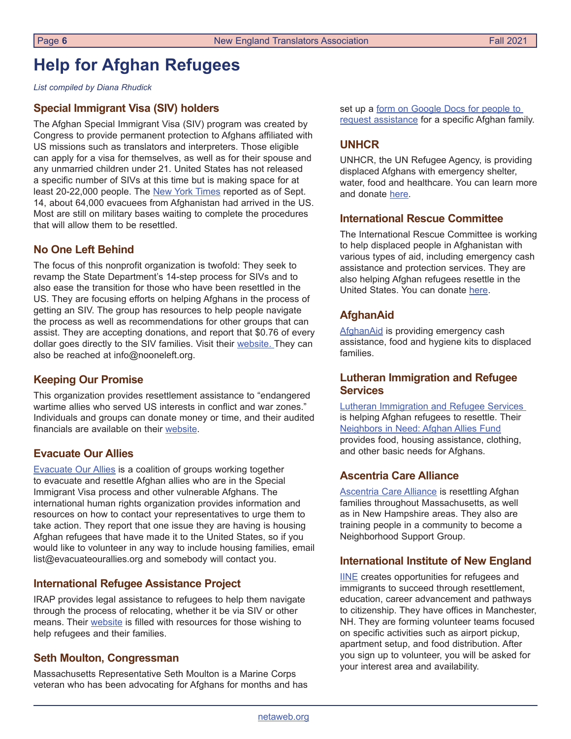# Help for Afghan Refugees

*List compiled by Diana Rhudick*

## Special Immigrant Visa (SIV) holders

The Afghan Special Immigrant Visa (SIV) program was created by Congress to provide permanent protection to Afghans affiliated with US missions such as translators and interpreters. Those eligible can apply for a visa for themselves, as well as for their spouse and any unmarried children under 21. United States has not released a specific number of SIVs at this time but is making space for at least 20-22,000 people. The New York Times reported as of Sept. 14, about 64,000 evacuees from Afghanistan had arrived in the US. Most are still on military bases waiting to complete the procedures that will allow them to be resettled.

## No One Left Behind

The focus of this nonprofit organization is twofold: They seek to revamp the State Department's 14-step process for SIVs and to also ease the transition for those who have been resettled in the US. They are focusing efforts on helping Afghans in the process of getting an SIV. The group has resources to help people navigate the process as well as recommendations for other groups that can assist. They are accepting donations, and report that $0.76 of every dollar goes directly to the SIV families. Visit their website. They can also be reached at info@nooneleft.org.

## Keeping Our Promise

This organization provides resettlement assistance to "endangered wartime allies who served US interests in conflict and war zones." Individuals and groups can donate money or time, and their audited financials are available on their website.

## Evacuate Our Allies

Evacuate Our Allies is a coalition of groups working together to evacuate and resettle Afghan allies who are in the Special Immigrant Visa process and other vulnerable Afghans. The international human rights organization provides information and resources on how to contact your representatives to urge them to take action. They report that one issue they are having is housing Afghan refugees that have made it to the United States, so if you would like to volunteer in any way to include housing families, email list@evacuateourallies.org and somebody will contact you.

## International Refugee Assistance Project

IRAP provides legal assistance to refugees to help them navigate through the process of relocating, whether it be via SIV or other means. Their website is filled with resources for those wishing to help refugees and their families.

## Seth Moulton, Congressman

Massachusetts Representative Seth Moulton is a Marine Corps veteran who has been advocating for Afghans for months and has set up a form on Google Docs for people to request assistance for a specific Afghan family.

## UNHCR

UNHCR, the UN Refugee Agency, is providing displaced Afghans with emergency shelter, water, food and healthcare. You can learn more and donate here.

## International Rescue Committee

The International Rescue Committee is working to help displaced people in Afghanistan with various types of aid, including emergency cash assistance and protection services. They are also helping Afghan refugees resettle in the United States. You can donate here.

## AfghanAid

AfghanAid is providing emergency cash assistance, food and hygiene kits to displaced families.

## Lutheran Immigration and Refugee Services

Lutheran Immigration and Refugee Services is helping Afghan refugees to resettle. Their Neighbors in Need: Afghan Allies Fund provides food, housing assistance, clothing, and other basic needs for Afghans.

## Ascentria Care Alliance

Ascentria Care Alliance is resettling Afghan families throughout Massachusetts, as well as in New Hampshire areas. They also are training people in a community to become a Neighborhood Support Group.

## International Institute of New England

IINE creates opportunities for refugees and immigrants to succeed through resettlement, education, career advancement and pathways to citizenship. They have offices in Manchester, NH. They are forming volunteer teams focused on specific activities such as airport pickup, apartment setup, and food distribution. After you sign up to volunteer, you will be asked for your interest area and availability.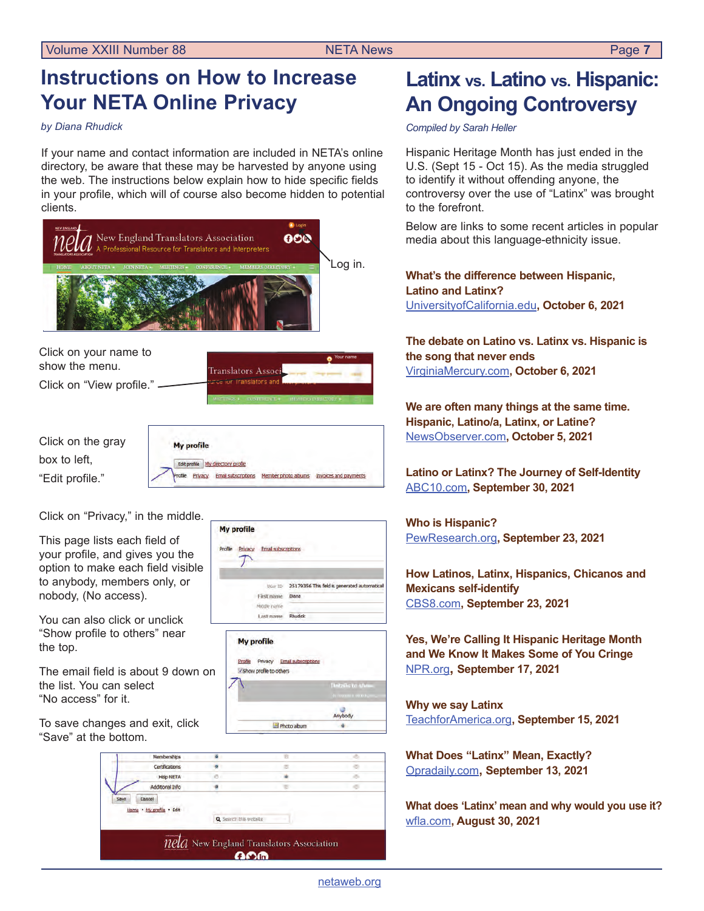# Instructions on How to Increase Your NETA Online Privacy

*by Diana Rhudick*

If your name and contact information are included in NETA's online directory, be aware that these may be harvested by anyone using the web. The instructions below explain how to hide specific fields in your profile, which will of course also become hidden to potential clients.

Log in.

Click on your name to show the menu.

Click on "View profile."

Click on the gray box to left, "Edit profile."

Click on "Privacy," in the middle.

This page lists each field of your profile, and gives you the option to make each field visible to anybody, members only, or nobody, (No access).

You can also click or unclick "Show profile to others" near the top.

The email field is about 9 down on the list. You can select "No access" for it.

To save changes and exit, click "Save" at the bottom.

# Latinx vs. Latino vs. Hispanic: An Ongoing Controversy

*Compiled by Sarah Heller*

Hispanic Heritage Month has just ended in the U.S. (Sept 15 - Oct 15). As the media struggled to identify it without offending anyone, the controversy over the use of "Latinx" was brought to the forefront.

Below are links to some recent articles in popular media about this language-ethnicity issue.

**What's the difference between Hispanic, Latino and Latinx?**
UniversityofCalifornia.edu, **October 6, 2021**

**The debate on Latino vs. Latinx vs. Hispanic is the song that never ends**
VirginiaMercury.com, **October 6, 2021**

**We are often many things at the same time. Hispanic, Latino/a, Latinx, or Latine?**
NewsObserver.com, **October 5, 2021**

**Latino or Latinx? The Journey of Self-Identity**
ABC10.com, **September 30, 2021**

**Who is Hispanic?**
PewResearch.org, **September 23, 2021**

**How Latinos, Latinx, Hispanics, Chicanos and Mexicans self-identify**
CBS8.com, **September 23, 2021**

**Yes, We're Calling It Hispanic Heritage Month and We Know It Makes Some of You Cringe**
NPR.org, **September 17, 2021**

**Why we say Latinx**
TeachforAmerica.org, **September 15, 2021**

**What Does "Latinx" Mean, Exactly?**
Opradaily.com, **September 13, 2021**

**What does 'Latinx' mean and why would you use it?**
wfla.com, **August 30, 2021**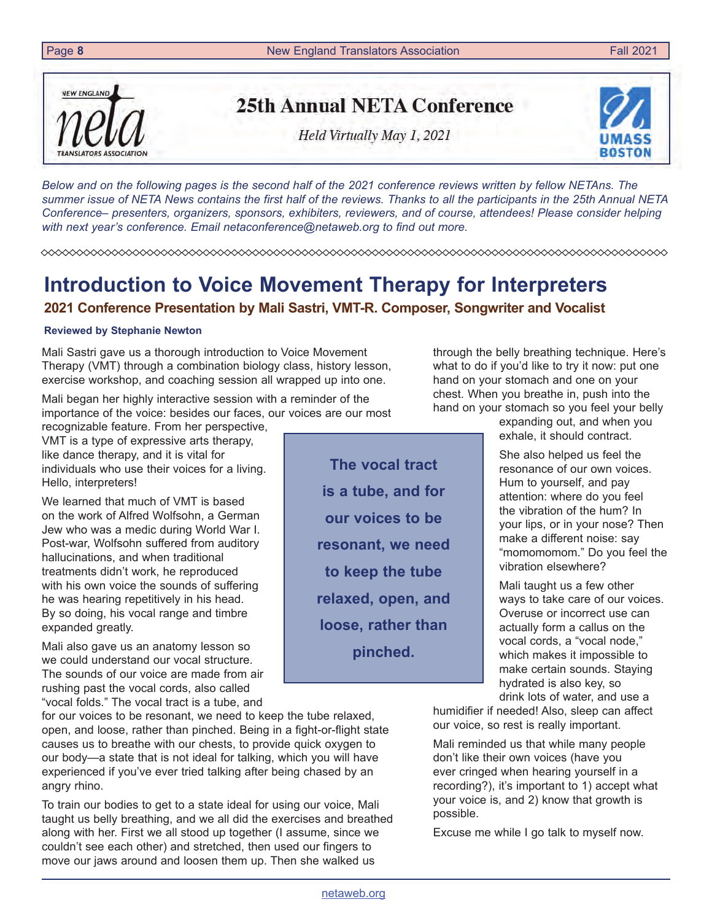# 25th Annual NETA Conference

*Held Virtually May 1, 2021*

*Below and on the following pages is the second half of the 2021 conference reviews written by fellow NETAns. The summer issue of NETA News contains the first half of the reviews. Thanks to all the participants in the 25th Annual NETA Conference– presenters, organizers, sponsors, exhibiters, reviewers, and of course, attendees! Please consider helping with next year's conference. Email netaconference@netaweb.org to find out more.*

## Introduction to Voice Movement Therapy for Interpreters

### 2021 Conference Presentation by Mali Sastri, VMT-R. Composer, Songwriter and Vocalist

**Reviewed by Stephanie Newton**

Mali Sastri gave us a thorough introduction to Voice Movement Therapy (VMT) through a combination biology class, history lesson, exercise workshop, and coaching session all wrapped up into one.

Mali began her highly interactive session with a reminder of the importance of the voice: besides our faces, our voices are our most recognizable feature. From her perspective, VMT is a type of expressive arts therapy, like dance therapy, and it is vital for individuals who use their voices for a living. Hello, interpreters!

We learned that much of VMT is based on the work of Alfred Wolfsohn, a German Jew who was a medic during World War I. Post-war, Wolfsohn suffered from auditory hallucinations, and when traditional treatments didn't work, he reproduced with his own voice the sounds of suffering he was hearing repetitively in his head. By so doing, his vocal range and timbre expanded greatly.

Mali also gave us an anatomy lesson so we could understand our vocal structure. The sounds of our voice are made from air rushing past the vocal cords, also called "vocal folds." The vocal tract is a tube, and for our voices to be resonant, we need to keep the tube relaxed, open, and loose, rather than pinched. Being in a fight-or-flight state causes us to breathe with our chests, to provide quick oxygen to our body—a state that is not ideal for talking, which you will have experienced if you've ever tried talking after being chased by an angry rhino.

> **The vocal tract is a tube, and for our voices to be resonant, we need to keep the tube relaxed, open, and loose, rather than pinched.**

To train our bodies to get to a state ideal for using our voice, Mali taught us belly breathing, and we all did the exercises and breathed along with her. First we all stood up together (I assume, since we couldn't see each other) and stretched, then used our fingers to move our jaws around and loosen them up. Then she walked us through the belly breathing technique. Here's what to do if you'd like to try it now: put one hand on your stomach and one on your chest. When you breathe in, push into the hand on your stomach so you feel your belly expanding out, and when you exhale, it should contract.

She also helped us feel the resonance of our own voices. Hum to yourself, and pay attention: where do you feel the vibration of the hum? In your lips, or in your nose? Then make a different noise: say "momomomom." Do you feel the vibration elsewhere?

Mali taught us a few other ways to take care of our voices. Overuse or incorrect use can actually form a callus on the vocal cords, a "vocal node," which makes it impossible to make certain sounds. Staying hydrated is also key, so drink lots of water, and use a humidifier if needed! Also, sleep can affect our voice, so rest is really important.

Mali reminded us that while many people don't like their own voices (have you ever cringed when hearing yourself in a recording?), it's important to 1) accept what your voice is, and 2) know that growth is possible.

Excuse me while I go talk to myself now.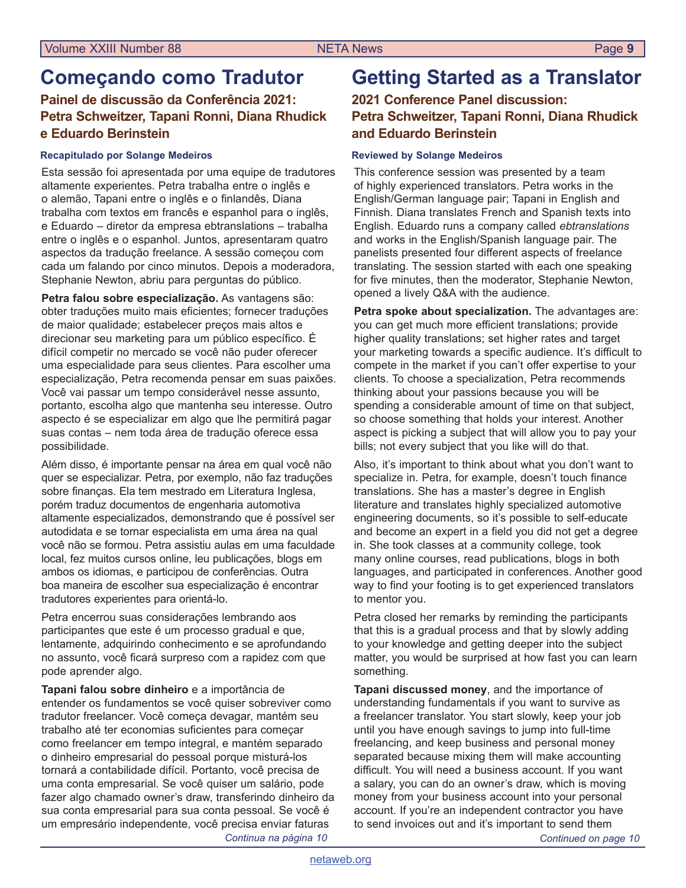# Começando como Tradutor

## Painel de discussão da Conferência 2021: Petra Schweitzer, Tapani Ronni, Diana Rhudick e Eduardo Berinstein

#### Recapitulado por Solange Medeiros

Esta sessão foi apresentada por uma equipe de tradutores altamente experientes. Petra trabalha entre o inglês e o alemão, Tapani entre o inglês e o finlandês, Diana trabalha com textos em francês e espanhol para o inglês, e Eduardo – diretor da empresa ebtranslations – trabalha entre o inglês e o espanhol. Juntos, apresentaram quatro aspectos da tradução freelance. A sessão começou com cada um falando por cinco minutos. Depois a moderadora, Stephanie Newton, abriu para perguntas do público.

**Petra falou sobre especialização.** As vantagens são: obter traduções muito mais eficientes; fornecer traduções de maior qualidade; estabelecer preços mais altos e direcionar seu marketing para um público específico. É difícil competir no mercado se você não puder oferecer uma especialidade para seus clientes. Para escolher uma especialização, Petra recomenda pensar em suas paixões. Você vai passar um tempo considerável nesse assunto, portanto, escolha algo que mantenha seu interesse. Outro aspecto é se especializar em algo que lhe permitirá pagar suas contas – nem toda área de tradução oferece essa possibilidade.

Além disso, é importante pensar na área em qual você não quer se especializar. Petra, por exemplo, não faz traduções sobre finanças. Ela tem mestrado em Literatura Inglesa, porém traduz documentos de engenharia automotiva altamente especializados, demonstrando que é possível ser autodidata e se tornar especialista em uma área na qual você não se formou. Petra assistiu aulas em uma faculdade local, fez muitos cursos online, leu publicações, blogs em ambos os idiomas, e participou de conferências. Outra boa maneira de escolher sua especialização é encontrar tradutores experientes para orientá-lo.

Petra encerrou suas considerações lembrando aos participantes que este é um processo gradual e que, lentamente, adquirindo conhecimento e se aprofundando no assunto, você ficará surpreso com a rapidez com que pode aprender algo.

**Tapani falou sobre dinheiro** e a importância de entender os fundamentos se você quiser sobreviver como tradutor freelancer. Você começa devagar, mantém seu trabalho até ter economias suficientes para começar como freelancer em tempo integral, e mantém separado o dinheiro empresarial do pessoal porque misturá-los tornará a contabilidade difícil. Portanto, você precisa de uma conta empresarial. Se você quiser um salário, pode fazer algo chamado owner's draw, transferindo dinheiro da sua conta empresarial para sua conta pessoal. Se você é um empresário independente, você precisa enviar faturas

*Continua na página 10*

# Getting Started as a Translator

## 2021 Conference Panel discussion: Petra Schweitzer, Tapani Ronni, Diana Rhudick and Eduardo Berinstein

#### Reviewed by Solange Medeiros

This conference session was presented by a team of highly experienced translators. Petra works in the English/German language pair; Tapani in English and Finnish. Diana translates French and Spanish texts into English. Eduardo runs a company called *ebtranslations* and works in the English/Spanish language pair. The panelists presented four different aspects of freelance translating. The session started with each one speaking for five minutes, then the moderator, Stephanie Newton, opened a lively Q&A with the audience.

**Petra spoke about specialization.** The advantages are: you can get much more efficient translations; provide higher quality translations; set higher rates and target your marketing towards a specific audience. It's difficult to compete in the market if you can't offer expertise to your clients. To choose a specialization, Petra recommends thinking about your passions because you will be spending a considerable amount of time on that subject, so choose something that holds your interest. Another aspect is picking a subject that will allow you to pay your bills; not every subject that you like will do that.

Also, it's important to think about what you don't want to specialize in. Petra, for example, doesn't touch finance translations. She has a master's degree in English literature and translates highly specialized automotive engineering documents, so it's possible to self-educate and become an expert in a field you did not get a degree in. She took classes at a community college, took many online courses, read publications, blogs in both languages, and participated in conferences. Another good way to find your footing is to get experienced translators to mentor you.

Petra closed her remarks by reminding the participants that this is a gradual process and that by slowly adding to your knowledge and getting deeper into the subject matter, you would be surprised at how fast you can learn something.

**Tapani discussed money**, and the importance of understanding fundamentals if you want to survive as a freelancer translator. You start slowly, keep your job until you have enough savings to jump into full-time freelancing, and keep business and personal money separated because mixing them will make accounting difficult. You will need a business account. If you want a salary, you can do an owner's draw, which is moving money from your business account into your personal account. If you're an independent contractor you have to send invoices out and it's important to send them

*Continued on page 10*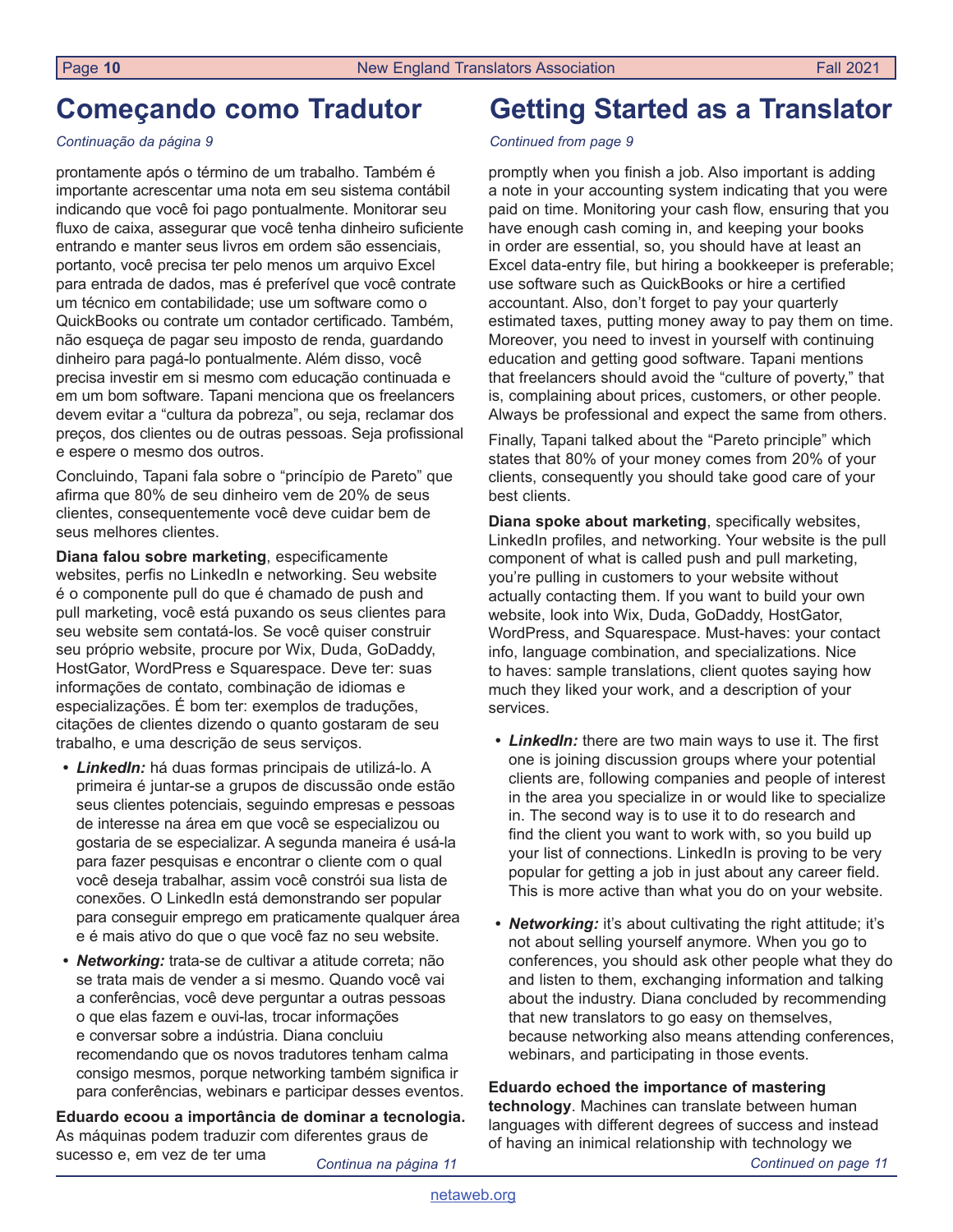# Começando como Tradutor

*Continuação da página 9*

prontamente após o término de um trabalho. Também é importante acrescentar uma nota em seu sistema contábil indicando que você foi pago pontualmente. Monitorar seu fluxo de caixa, assegurar que você tenha dinheiro suficiente entrando e manter seus livros em ordem são essenciais, portanto, você precisa ter pelo menos um arquivo Excel para entrada de dados, mas é preferível que você contrate um técnico em contabilidade; use um software como o QuickBooks ou contrate um contador certificado. Também, não esqueça de pagar seu imposto de renda, guardando dinheiro para pagá-lo pontualmente. Além disso, você precisa investir em si mesmo com educação continuada e em um bom software. Tapani menciona que os freelancers devem evitar a "cultura da pobreza", ou seja, reclamar dos preços, dos clientes ou de outras pessoas. Seja profissional e espere o mesmo dos outros.

Concluindo, Tapani fala sobre o "princípio de Pareto" que afirma que 80% de seu dinheiro vem de 20% de seus clientes, consequentemente você deve cuidar bem de seus melhores clientes.

**Diana falou sobre marketing**, especificamente websites, perfis no LinkedIn e networking. Seu website é o componente pull do que é chamado de push and pull marketing, você está puxando os seus clientes para seu website sem contatá-los. Se você quiser construir seu próprio website, procure por Wix, Duda, GoDaddy, HostGator, WordPress e Squarespace. Deve ter: suas informações de contato, combinação de idiomas e especializações. É bom ter: exemplos de traduções, citações de clientes dizendo o quanto gostaram de seu trabalho, e uma descrição de seus serviços.

- ***LinkedIn:*** há duas formas principais de utilizá-lo. A primeira é juntar-se a grupos de discussão onde estão seus clientes potenciais, seguindo empresas e pessoas de interesse na área em que você se especializou ou gostaria de se especializar. A segunda maneira é usá-la para fazer pesquisas e encontrar o cliente com o qual você deseja trabalhar, assim você constrói sua lista de conexões. O LinkedIn está demonstrando ser popular para conseguir emprego em praticamente qualquer área e é mais ativo do que o que você faz no seu website.
- ***Networking:*** trata-se de cultivar a atitude correta; não se trata mais de vender a si mesmo. Quando você vai a conferências, você deve perguntar a outras pessoas o que elas fazem e ouvi-las, trocar informações e conversar sobre a indústria. Diana concluiu recomendando que os novos tradutores tenham calma consigo mesmos, porque networking também significa ir para conferências, webinars e participar desses eventos.

**Eduardo ecoou a importância de dominar a tecnologia.** As máquinas podem traduzir com diferentes graus de sucesso e, em vez de ter uma

*Continua na página 11*

# Getting Started as a Translator

*Continued from page 9*

promptly when you finish a job. Also important is adding a note in your accounting system indicating that you were paid on time. Monitoring your cash flow, ensuring that you have enough cash coming in, and keeping your books in order are essential, so, you should have at least an Excel data-entry file, but hiring a bookkeeper is preferable; use software such as QuickBooks or hire a certified accountant. Also, don't forget to pay your quarterly estimated taxes, putting money away to pay them on time. Moreover, you need to invest in yourself with continuing education and getting good software. Tapani mentions that freelancers should avoid the "culture of poverty," that is, complaining about prices, customers, or other people. Always be professional and expect the same from others.

Finally, Tapani talked about the "Pareto principle" which states that 80% of your money comes from 20% of your clients, consequently you should take good care of your best clients.

**Diana spoke about marketing**, specifically websites, LinkedIn profiles, and networking. Your website is the pull component of what is called push and pull marketing, you're pulling in customers to your website without actually contacting them. If you want to build your own website, look into Wix, Duda, GoDaddy, HostGator, WordPress, and Squarespace. Must-haves: your contact info, language combination, and specializations. Nice to haves: sample translations, client quotes saying how much they liked your work, and a description of your services.

- ***LinkedIn:*** there are two main ways to use it. The first one is joining discussion groups where your potential clients are, following companies and people of interest in the area you specialize in or would like to specialize in. The second way is to use it to do research and find the client you want to work with, so you build up your list of connections. LinkedIn is proving to be very popular for getting a job in just about any career field. This is more active than what you do on your website.
- ***Networking:*** it's about cultivating the right attitude; it's not about selling yourself anymore. When you go to conferences, you should ask other people what they do and listen to them, exchanging information and talking about the industry. Diana concluded by recommending that new translators to go easy on themselves, because networking also means attending conferences, webinars, and participating in those events.

**Eduardo echoed the importance of mastering technology**. Machines can translate between human languages with different degrees of success and instead of having an inimical relationship with technology we

*Continued on page 11*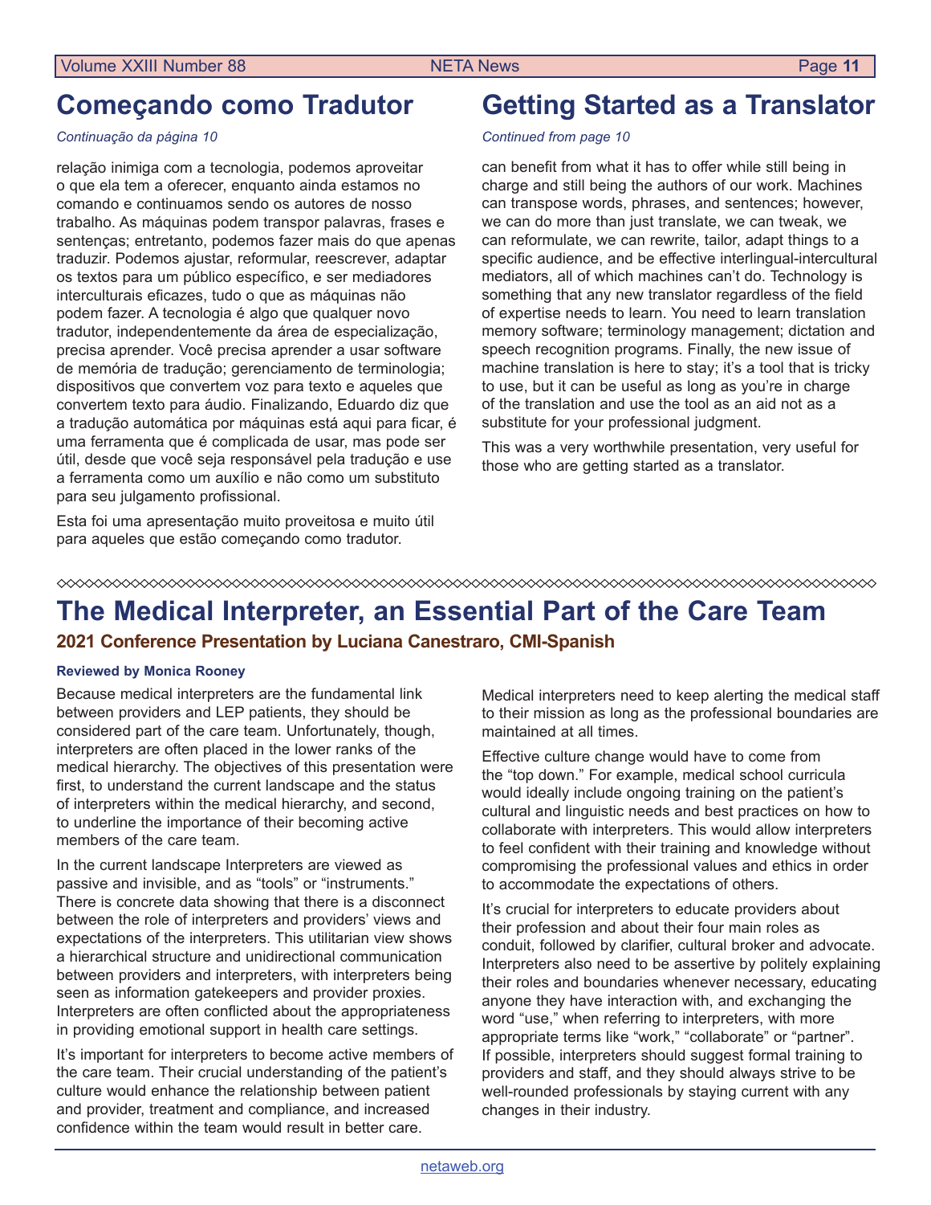## Começando como Tradutor

*Continuação da página 10*

relação inimiga com a tecnologia, podemos aproveitar o que ela tem a oferecer, enquanto ainda estamos no comando e continuamos sendo os autores de nosso trabalho. As máquinas podem transpor palavras, frases e sentenças; entretanto, podemos fazer mais do que apenas traduzir. Podemos ajustar, reformular, reescrever, adaptar os textos para um público específico, e ser mediadores interculturais eficazes, tudo o que as máquinas não podem fazer. A tecnologia é algo que qualquer novo tradutor, independentemente da área de especialização, precisa aprender. Você precisa aprender a usar software de memória de tradução; gerenciamento de terminologia; dispositivos que convertem voz para texto e aqueles que convertem texto para áudio. Finalizando, Eduardo diz que a tradução automática por máquinas está aqui para ficar, é uma ferramenta que é complicada de usar, mas pode ser útil, desde que você seja responsável pela tradução e use a ferramenta como um auxílio e não como um substituto para seu julgamento profissional.

Esta foi uma apresentação muito proveitosa e muito útil para aqueles que estão começando como tradutor.

## Getting Started as a Translator

*Continued from page 10*

can benefit from what it has to offer while still being in charge and still being the authors of our work. Machines can transpose words, phrases, and sentences; however, we can do more than just translate, we can tweak, we can reformulate, we can rewrite, tailor, adapt things to a specific audience, and be effective interlingual-intercultural mediators, all of which machines can't do. Technology is something that any new translator regardless of the field of expertise needs to learn. You need to learn translation memory software; terminology management; dictation and speech recognition programs. Finally, the new issue of machine translation is here to stay; it's a tool that is tricky to use, but it can be useful as long as you're in charge of the translation and use the tool as an aid not as a substitute for your professional judgment.

This was a very worthwhile presentation, very useful for those who are getting started as a translator.

---

# The Medical Interpreter, an Essential Part of the Care Team

### 2021 Conference Presentation by Luciana Canestraro, CMI-Spanish

**Reviewed by Monica Rooney**

Because medical interpreters are the fundamental link between providers and LEP patients, they should be considered part of the care team. Unfortunately, though, interpreters are often placed in the lower ranks of the medical hierarchy. The objectives of this presentation were first, to understand the current landscape and the status of interpreters within the medical hierarchy, and second, to underline the importance of their becoming active members of the care team.

In the current landscape Interpreters are viewed as passive and invisible, and as "tools" or "instruments." There is concrete data showing that there is a disconnect between the role of interpreters and providers' views and expectations of the interpreters. This utilitarian view shows a hierarchical structure and unidirectional communication between providers and interpreters, with interpreters being seen as information gatekeepers and provider proxies. Interpreters are often conflicted about the appropriateness in providing emotional support in health care settings.

It's important for interpreters to become active members of the care team. Their crucial understanding of the patient's culture would enhance the relationship between patient and provider, treatment and compliance, and increased confidence within the team would result in better care.

Medical interpreters need to keep alerting the medical staff to their mission as long as the professional boundaries are maintained at all times.

Effective culture change would have to come from the "top down." For example, medical school curricula would ideally include ongoing training on the patient's cultural and linguistic needs and best practices on how to collaborate with interpreters. This would allow interpreters to feel confident with their training and knowledge without compromising the professional values and ethics in order to accommodate the expectations of others.

It's crucial for interpreters to educate providers about their profession and about their four main roles as conduit, followed by clarifier, cultural broker and advocate. Interpreters also need to be assertive by politely explaining their roles and boundaries whenever necessary, educating anyone they have interaction with, and exchanging the word "use," when referring to interpreters, with more appropriate terms like "work," "collaborate" or "partner". If possible, interpreters should suggest formal training to providers and staff, and they should always strive to be well-rounded professionals by staying current with any changes in their industry.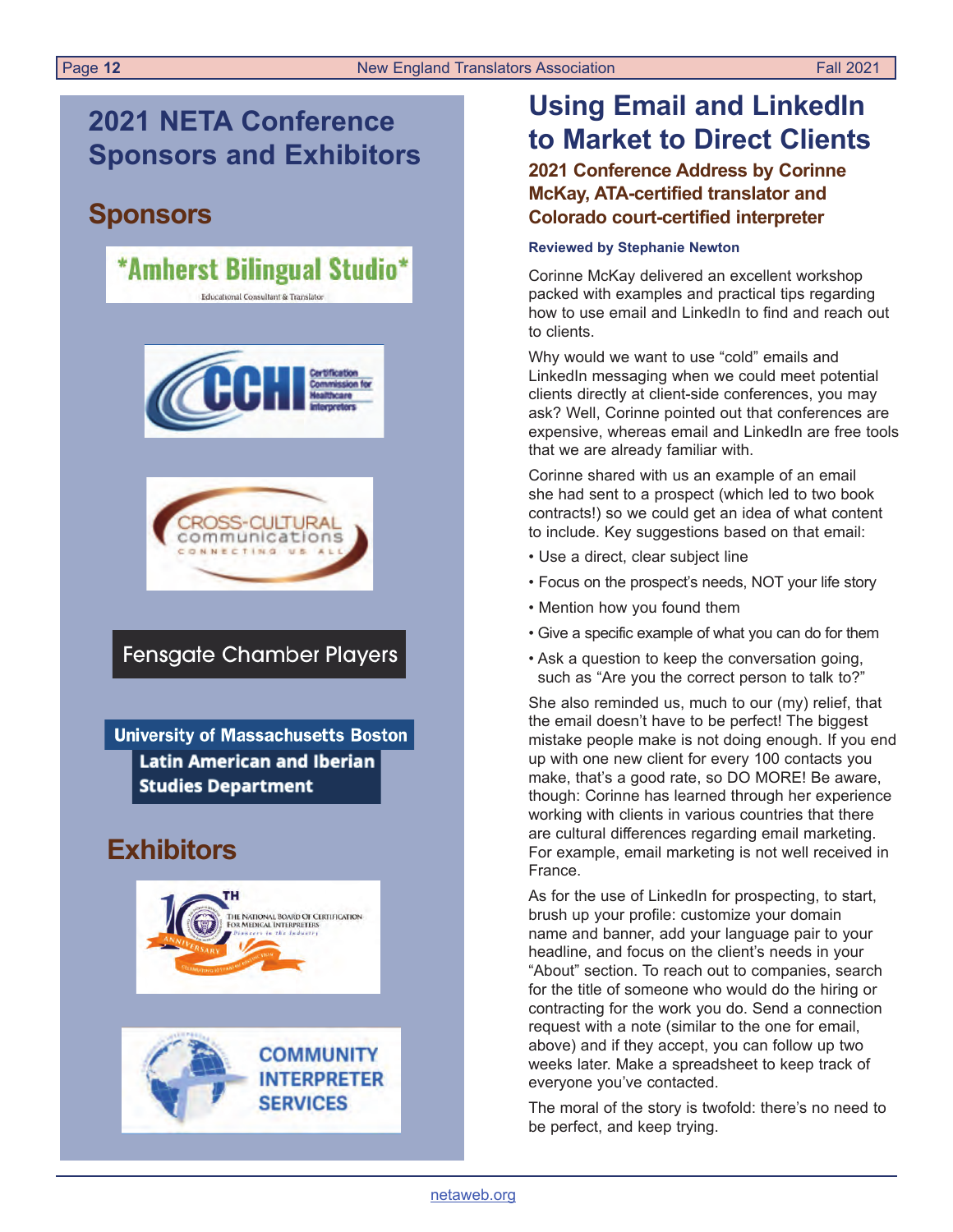## 2021 NETA Conference Sponsors and Exhibitors

### Sponsors

*Amherst Bilingual Studio*
Educational Consultant & Translator

CCHI Certification Commission for Healthcare Interpreters

CROSS-CULTURAL communications CONNECTING US ALL

Fensgate Chamber Players

University of Massachusetts Boston
Latin American and Iberian Studies Department

### Exhibitors

10TH ANNIVERSARY The National Board of Certification for Medical Interpreters

COMMUNITY INTERPRETER SERVICES

# Using Email and LinkedIn to Market to Direct Clients

### 2021 Conference Address by Corinne McKay, ATA-certified translator and Colorado court-certified interpreter

**Reviewed by Stephanie Newton**

Corinne McKay delivered an excellent workshop packed with examples and practical tips regarding how to use email and LinkedIn to find and reach out to clients.

Why would we want to use "cold" emails and LinkedIn messaging when we could meet potential clients directly at client-side conferences, you may ask? Well, Corinne pointed out that conferences are expensive, whereas email and LinkedIn are free tools that we are already familiar with.

Corinne shared with us an example of an email she had sent to a prospect (which led to two book contracts!) so we could get an idea of what content to include. Key suggestions based on that email:

- Use a direct, clear subject line
- Focus on the prospect's needs, NOT your life story
- Mention how you found them
- Give a specific example of what you can do for them
- Ask a question to keep the conversation going, such as "Are you the correct person to talk to?"

She also reminded us, much to our (my) relief, that the email doesn't have to be perfect! The biggest mistake people make is not doing enough. If you end up with one new client for every 100 contacts you make, that's a good rate, so DO MORE! Be aware, though: Corinne has learned through her experience working with clients in various countries that there are cultural differences regarding email marketing. For example, email marketing is not well received in France.

As for the use of LinkedIn for prospecting, to start, brush up your profile: customize your domain name and banner, add your language pair to your headline, and focus on the client's needs in your "About" section. To reach out to companies, search for the title of someone who would do the hiring or contracting for the work you do. Send a connection request with a note (similar to the one for email, above) and if they accept, you can follow up two weeks later. Make a spreadsheet to keep track of everyone you've contacted.

The moral of the story is twofold: there's no need to be perfect, and keep trying.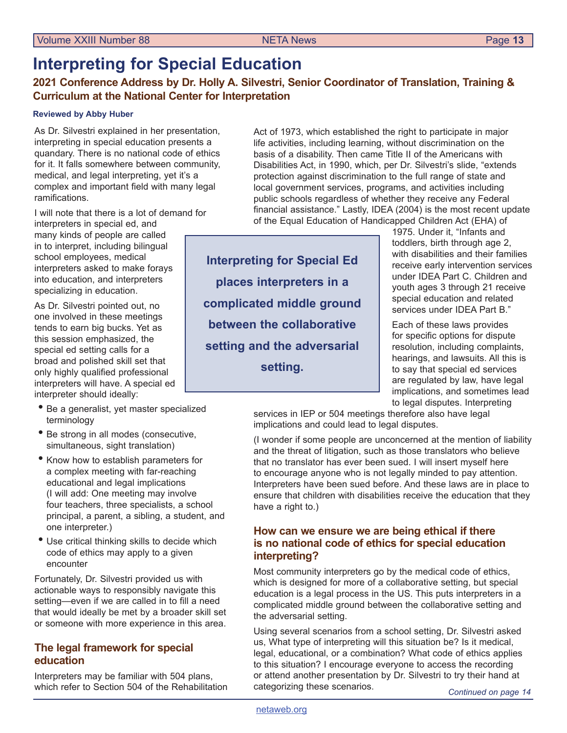# Interpreting for Special Education

## 2021 Conference Address by Dr. Holly A. Silvestri, Senior Coordinator of Translation, Training & Curriculum at the National Center for Interpretation

**Reviewed by Abby Huber**

As Dr. Silvestri explained in her presentation, interpreting in special education presents a quandary. There is no national code of ethics for it. It falls somewhere between community, medical, and legal interpreting, yet it's a complex and important field with many legal ramifications.

I will note that there is a lot of demand for interpreters in special ed, and many kinds of people are called in to interpret, including bilingual school employees, medical interpreters asked to make forays into education, and interpreters specializing in education.

As Dr. Silvestri pointed out, no one involved in these meetings tends to earn big bucks. Yet as this session emphasized, the special ed setting calls for a broad and polished skill set that only highly qualified professional interpreters will have. A special ed interpreter should ideally:

- Be a generalist, yet master specialized terminology
- Be strong in all modes (consecutive, simultaneous, sight translation)
- Know how to establish parameters for a complex meeting with far-reaching educational and legal implications (I will add: One meeting may involve four teachers, three specialists, a school principal, a parent, a sibling, a student, and one interpreter.)
- Use critical thinking skills to decide which code of ethics may apply to a given encounter

Fortunately, Dr. Silvestri provided us with actionable ways to responsibly navigate this setting—even if we are called in to fill a need that would ideally be met by a broader skill set or someone with more experience in this area.

> **Interpreting for Special Ed places interpreters in a complicated middle ground between the collaborative setting and the adversarial setting.**

### The legal framework for special education

Interpreters may be familiar with 504 plans, which refer to Section 504 of the Rehabilitation Act of 1973, which established the right to participate in major life activities, including learning, without discrimination on the basis of a disability. Then came Title II of the Americans with Disabilities Act, in 1990, which, per Dr. Silvestri's slide, "extends protection against discrimination to the full range of state and local government services, programs, and activities including public schools regardless of whether they receive any Federal financial assistance." Lastly, IDEA (2004) is the most recent update of the Equal Education of Handicapped Children Act (EHA) of 1975. Under it, "Infants and toddlers, birth through age 2, with disabilities and their families receive early intervention services under IDEA Part C. Children and youth ages 3 through 21 receive special education and related services under IDEA Part B."

Each of these laws provides for specific options for dispute resolution, including complaints, hearings, and lawsuits. All this is to say that special ed services are regulated by law, have legal implications, and sometimes lead to legal disputes. Interpreting services in IEP or 504 meetings therefore also have legal implications and could lead to legal disputes.

(I wonder if some people are unconcerned at the mention of liability and the threat of litigation, such as those translators who believe that no translator has ever been sued. I will insert myself here to encourage anyone who is not legally minded to pay attention. Interpreters have been sued before. And these laws are in place to ensure that children with disabilities receive the education that they have a right to.)

### How can we ensure we are being ethical if there is no national code of ethics for special education interpreting?

Most community interpreters go by the medical code of ethics, which is designed for more of a collaborative setting, but special education is a legal process in the US. This puts interpreters in a complicated middle ground between the collaborative setting and the adversarial setting.

Using several scenarios from a school setting, Dr. Silvestri asked us, What type of interpreting will this situation be? Is it medical, legal, educational, or a combination? What code of ethics applies to this situation? I encourage everyone to access the recording or attend another presentation by Dr. Silvestri to try their hand at categorizing these scenarios.

*Continued on page 14*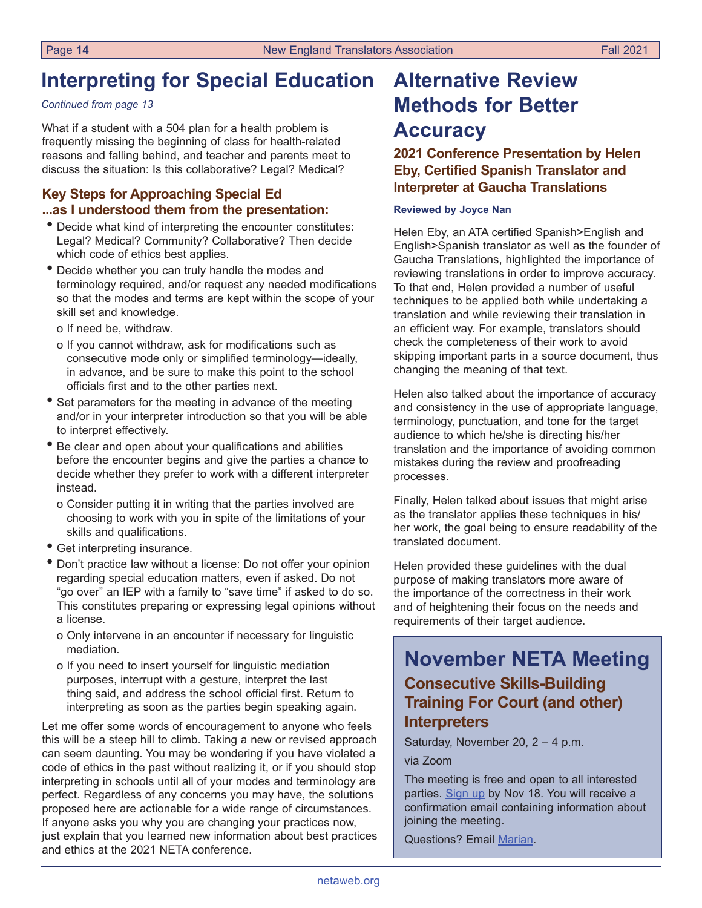# Interpreting for Special Education

*Continued from page 13*

What if a student with a 504 plan for a health problem is frequently missing the beginning of class for health-related reasons and falling behind, and teacher and parents meet to discuss the situation: Is this collaborative? Legal? Medical?

### Key Steps for Approaching Special Ed ...as I understood them from the presentation:

- Decide what kind of interpreting the encounter constitutes: Legal? Medical? Community? Collaborative? Then decide which code of ethics best applies.
- Decide whether you can truly handle the modes and terminology required, and/or request any needed modifications so that the modes and terms are kept within the scope of your skill set and knowledge.
  - o If need be, withdraw.
  - o If you cannot withdraw, ask for modifications such as consecutive mode only or simplified terminology—ideally, in advance, and be sure to make this point to the school officials first and to the other parties next.
- Set parameters for the meeting in advance of the meeting and/or in your interpreter introduction so that you will be able to interpret effectively.
- Be clear and open about your qualifications and abilities before the encounter begins and give the parties a chance to decide whether they prefer to work with a different interpreter instead.
  - o Consider putting it in writing that the parties involved are choosing to work with you in spite of the limitations of your skills and qualifications.
- Get interpreting insurance.
- Don't practice law without a license: Do not offer your opinion regarding special education matters, even if asked. Do not "go over" an IEP with a family to "save time" if asked to do so. This constitutes preparing or expressing legal opinions without a license.
  - o Only intervene in an encounter if necessary for linguistic mediation.
  - o If you need to insert yourself for linguistic mediation purposes, interrupt with a gesture, interpret the last thing said, and address the school official first. Return to interpreting as soon as the parties begin speaking again.

Let me offer some words of encouragement to anyone who feels this will be a steep hill to climb. Taking a new or revised approach can seem daunting. You may be wondering if you have violated a code of ethics in the past without realizing it, or if you should stop interpreting in schools until all of your modes and terminology are perfect. Regardless of any concerns you may have, the solutions proposed here are actionable for a wide range of circumstances. If anyone asks you why you are changing your practices now, just explain that you learned new information about best practices and ethics at the 2021 NETA conference.

# Alternative Review Methods for Better Accuracy

### 2021 Conference Presentation by Helen Eby, Certified Spanish Translator and Interpreter at Gaucha Translations

**Reviewed by Joyce Nan**

Helen Eby, an ATA certified Spanish>English and English>Spanish translator as well as the founder of Gaucha Translations, highlighted the importance of reviewing translations in order to improve accuracy. To that end, Helen provided a number of useful techniques to be applied both while undertaking a translation and while reviewing their translation in an efficient way. For example, translators should check the completeness of their work to avoid skipping important parts in a source document, thus changing the meaning of that text.

Helen also talked about the importance of accuracy and consistency in the use of appropriate language, terminology, punctuation, and tone for the target audience to which he/she is directing his/her translation and the importance of avoiding common mistakes during the review and proofreading processes.

Finally, Helen talked about issues that might arise as the translator applies these techniques in his/her work, the goal being to ensure readability of the translated document.

Helen provided these guidelines with the dual purpose of making translators more aware of the importance of the correctness in their work and of heightening their focus on the needs and requirements of their target audience.

## November NETA Meeting

### Consecutive Skills-Building Training For Court (and other) Interpreters

Saturday, November 20, 2 – 4 p.m.

via Zoom

The meeting is free and open to all interested parties. Sign up by Nov 18. You will receive a confirmation email containing information about joining the meeting.

Questions? Email Marian.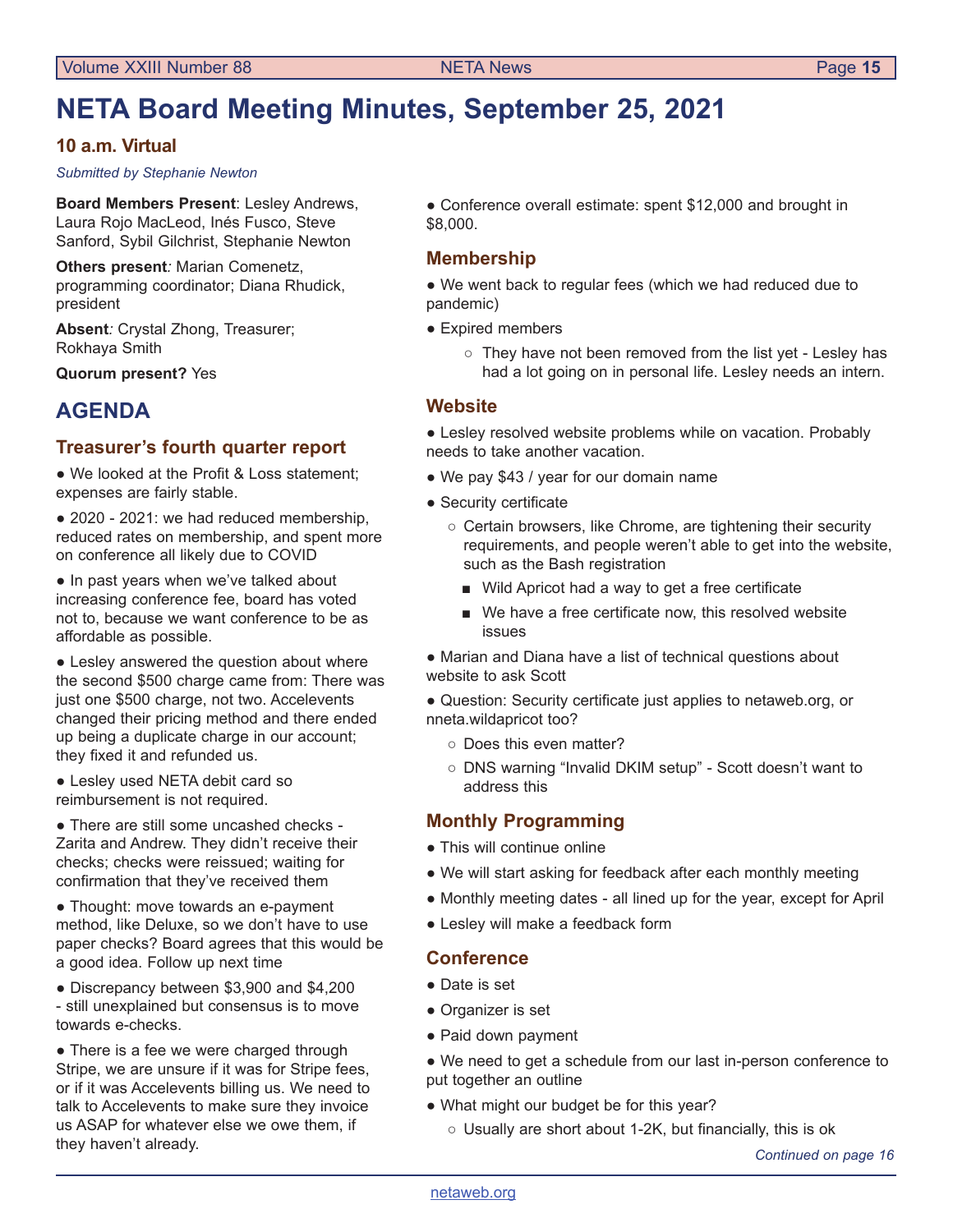# NETA Board Meeting Minutes, September 25, 2021

### 10 a.m. Virtual

*Submitted by Stephanie Newton*

**Board Members Present**: Lesley Andrews, Laura Rojo MacLeod, Inés Fusco, Steve Sanford, Sybil Gilchrist, Stephanie Newton

**Others present***:* Marian Comenetz, programming coordinator; Diana Rhudick, president

**Absent***:* Crystal Zhong, Treasurer; Rokhaya Smith

**Quorum present?** Yes

## AGENDA

### Treasurer's fourth quarter report

- We looked at the Profit & Loss statement; expenses are fairly stable.
- 2020 - 2021: we had reduced membership, reduced rates on membership, and spent more on conference all likely due to COVID
- In past years when we've talked about increasing conference fee, board has voted not to, because we want conference to be as affordable as possible.
- Lesley answered the question about where the second $500 charge came from: There was just one $500 charge, not two. Accelevents changed their pricing method and there ended up being a duplicate charge in our account; they fixed it and refunded us.
- Lesley used NETA debit card so reimbursement is not required.
- There are still some uncashed checks - Zarita and Andrew. They didn't receive their checks; checks were reissued; waiting for confirmation that they've received them
- Thought: move towards an e-payment method, like Deluxe, so we don't have to use paper checks? Board agrees that this would be a good idea. Follow up next time
- Discrepancy between $3,900 and $4,200 - still unexplained but consensus is to move towards e-checks.
- There is a fee we were charged through Stripe, we are unsure if it was for Stripe fees, or if it was Accelevents billing us. We need to talk to Accelevents to make sure they invoice us ASAP for whatever else we owe them, if they haven't already.
- Conference overall estimate: spent $12,000 and brought in $8,000.

### Membership

- We went back to regular fees (which we had reduced due to pandemic)
- Expired members
    - They have not been removed from the list yet - Lesley has had a lot going on in personal life. Lesley needs an intern.

### Website

- Lesley resolved website problems while on vacation. Probably needs to take another vacation.
- We pay $43 / year for our domain name
- Security certificate
    - Certain browsers, like Chrome, are tightening their security requirements, and people weren't able to get into the website, such as the Bash registration
        - Wild Apricot had a way to get a free certificate
        - We have a free certificate now, this resolved website issues
- Marian and Diana have a list of technical questions about website to ask Scott
- Question: Security certificate just applies to netaweb.org, or nneta.wildapricot too?
    - Does this even matter?
    - DNS warning "Invalid DKIM setup" - Scott doesn't want to address this

### Monthly Programming

- This will continue online
- We will start asking for feedback after each monthly meeting
- Monthly meeting dates - all lined up for the year, except for April
- Lesley will make a feedback form

### Conference

- Date is set
- Organizer is set
- Paid down payment
- We need to get a schedule from our last in-person conference to put together an outline
- What might our budget be for this year?
    - Usually are short about 1-2K, but financially, this is ok

*Continued on page 16*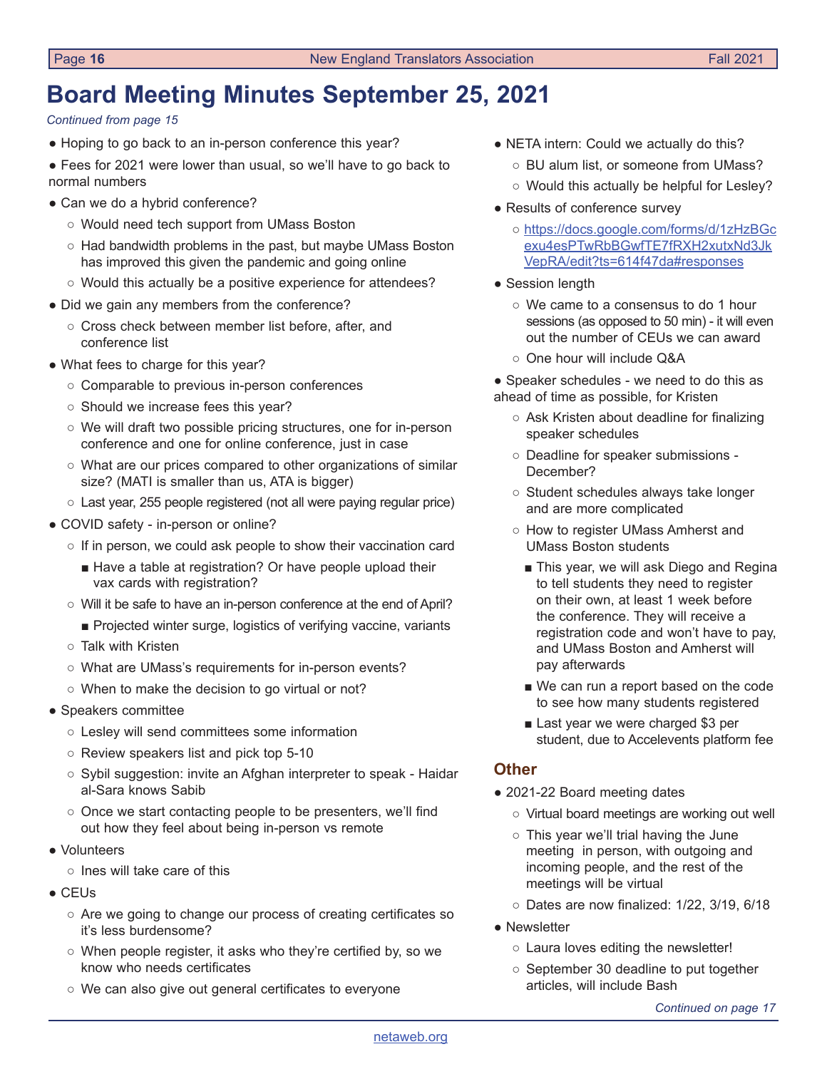# Board Meeting Minutes September 25, 2021

*Continued from page 15*

- Hoping to go back to an in-person conference this year?
- Fees for 2021 were lower than usual, so we'll have to go back to normal numbers
- Can we do a hybrid conference?
  - Would need tech support from UMass Boston
  - Had bandwidth problems in the past, but maybe UMass Boston has improved this given the pandemic and going online
  - Would this actually be a positive experience for attendees?
- Did we gain any members from the conference?
  - Cross check between member list before, after, and conference list
- What fees to charge for this year?
  - Comparable to previous in-person conferences
  - Should we increase fees this year?
  - We will draft two possible pricing structures, one for in-person conference and one for online conference, just in case
  - What are our prices compared to other organizations of similar size? (MATI is smaller than us, ATA is bigger)
  - Last year, 255 people registered (not all were paying regular price)
- COVID safety - in-person or online?
  - If in person, we could ask people to show their vaccination card
    - Have a table at registration? Or have people upload their vax cards with registration?
  - Will it be safe to have an in-person conference at the end of April?
    - Projected winter surge, logistics of verifying vaccine, variants
  - Talk with Kristen
  - What are UMass's requirements for in-person events?
  - When to make the decision to go virtual or not?
- Speakers committee
  - Lesley will send committees some information
  - Review speakers list and pick top 5-10
  - Sybil suggestion: invite an Afghan interpreter to speak - Haidar al-Sara knows Sabib
  - Once we start contacting people to be presenters, we'll find out how they feel about being in-person vs remote
- Volunteers
  - Ines will take care of this
- CEUs
  - Are we going to change our process of creating certificates so it's less burdensome?
  - When people register, it asks who they're certified by, so we know who needs certificates
  - We can also give out general certificates to everyone
- NETA intern: Could we actually do this?
  - BU alum list, or someone from UMass?
  - Would this actually be helpful for Lesley?
- Results of conference survey
  - https://docs.google.com/forms/d/1zHzBGcexu4esPTwRbBGwfTE7fRXH2xutxNd3JkVepRA/edit?ts=614f47da#responses
- Session length
  - We came to a consensus to do 1 hour sessions (as opposed to 50 min) - it will even out the number of CEUs we can award
  - One hour will include Q&A
- Speaker schedules - we need to do this as ahead of time as possible, for Kristen
  - Ask Kristen about deadline for finalizing speaker schedules
  - Deadline for speaker submissions - December?
  - Student schedules always take longer and are more complicated
  - How to register UMass Amherst and UMass Boston students
    - This year, we will ask Diego and Regina to tell students they need to register on their own, at least 1 week before the conference. They will receive a registration code and won't have to pay, and UMass Boston and Amherst will pay afterwards
    - We can run a report based on the code to see how many students registered
    - Last year we were charged $3 per student, due to Accelevents platform fee

## Other

- 2021-22 Board meeting dates
  - Virtual board meetings are working out well
  - This year we'll trial having the June meeting in person, with outgoing and incoming people, and the rest of the meetings will be virtual
  - Dates are now finalized: 1/22, 3/19, 6/18
- Newsletter
  - Laura loves editing the newsletter!
  - September 30 deadline to put together articles, will include Bash

*Continued on page 17*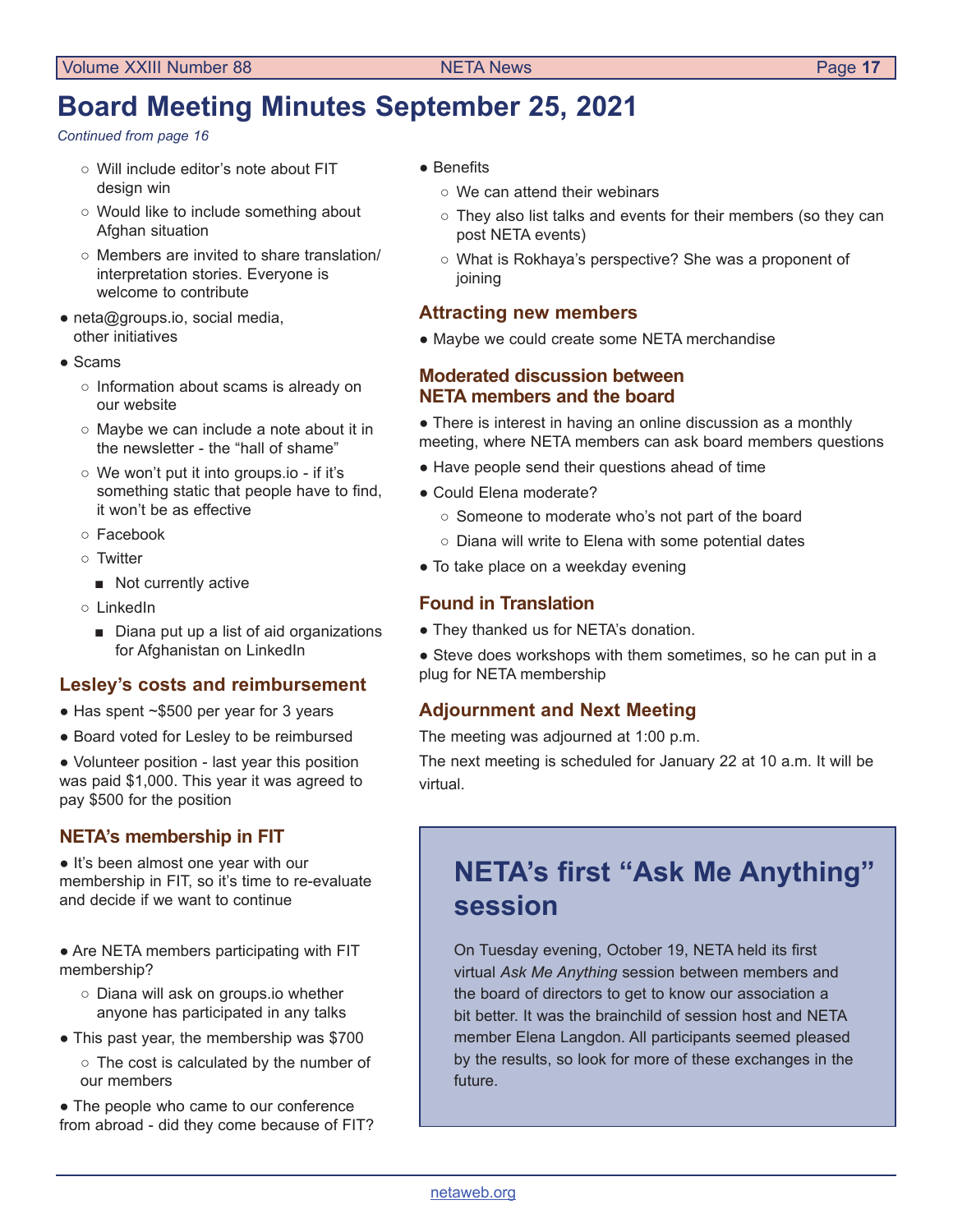# Board Meeting Minutes September 25, 2021

*Continued from page 16*

- Will include editor's note about FIT design win
- Would like to include something about Afghan situation
- Members are invited to share translation/ interpretation stories. Everyone is welcome to contribute

- neta@groups.io, social media, other initiatives
- Scams
  - Information about scams is already on our website
  - Maybe we can include a note about it in the newsletter - the "hall of shame"
  - We won't put it into groups.io - if it's something static that people have to find, it won't be as effective
  - Facebook
  - Twitter
    - Not currently active
  - LinkedIn
    - Diana put up a list of aid organizations for Afghanistan on LinkedIn

## Lesley's costs and reimbursement

- Has spent ~$500 per year for 3 years
- Board voted for Lesley to be reimbursed
- Volunteer position - last year this position was paid $1,000. This year it was agreed to pay $500 for the position

## NETA's membership in FIT

- It's been almost one year with our membership in FIT, so it's time to re-evaluate and decide if we want to continue

- Are NETA members participating with FIT membership?
  - Diana will ask on groups.io whether anyone has participated in any talks
- This past year, the membership was $700
  - The cost is calculated by the number of our members
- The people who came to our conference from abroad - did they come because of FIT?
- Benefits
  - We can attend their webinars
  - They also list talks and events for their members (so they can post NETA events)
  - What is Rokhaya's perspective? She was a proponent of joining

## Attracting new members

- Maybe we could create some NETA merchandise

## Moderated discussion between NETA members and the board

- There is interest in having an online discussion as a monthly meeting, where NETA members can ask board members questions
- Have people send their questions ahead of time
- Could Elena moderate?
  - Someone to moderate who's not part of the board
  - Diana will write to Elena with some potential dates
- To take place on a weekday evening

## Found in Translation

- They thanked us for NETA's donation.
- Steve does workshops with them sometimes, so he can put in a plug for NETA membership

## Adjournment and Next Meeting

The meeting was adjourned at 1:00 p.m.

The next meeting is scheduled for January 22 at 10 a.m. It will be virtual.

## NETA's first "Ask Me Anything" session

On Tuesday evening, October 19, NETA held its first virtual *Ask Me Anything* session between members and the board of directors to get to know our association a bit better. It was the brainchild of session host and NETA member Elena Langdon. All participants seemed pleased by the results, so look for more of these exchanges in the future.